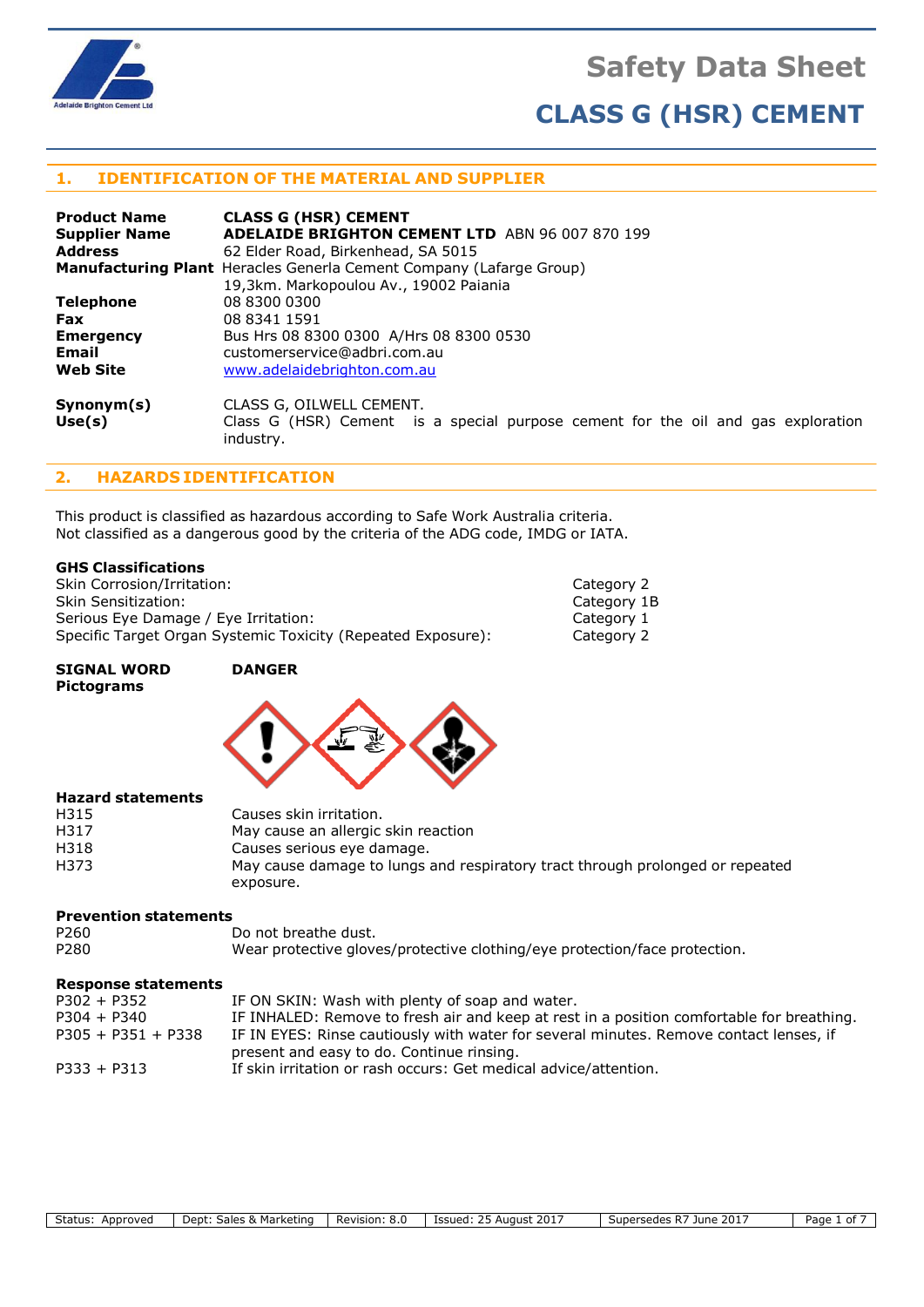# Safety Data Sheet

# CLASS G (HSR) CEMENT

## 1. IDENTIFICATION OF THE MATERIAL AND SUPPLIER

| | |
|---|---|
| **Product Name** | **CLASS G (HSR) CEMENT** |
| **Supplier Name** | **ADELAIDE BRIGHTON CEMENT LTD** ABN 96 007 870 199 |
| **Address** | 62 Elder Road, Birkenhead, SA 5015 |
| **Manufacturing Plant** | Heracles Generla Cement Company (Lafarge Group) 19,3km. Markopoulou Av., 19002 Paiania |
| **Telephone** | 08 8300 0300 |
| **Fax** | 08 8341 1591 |
| **Emergency** | Bus Hrs 08 8300 0300 A/Hrs 08 8300 0530 |
| **Email** | customerservice@adbri.com.au |
| **Web Site** | www.adelaidebrighton.com.au |
| **Synonym(s)** | CLASS G, OILWELL CEMENT. |
| **Use(s)** | Class G (HSR) Cement is a special purpose cement for the oil and gas exploration industry. |

## 2. HAZARDS IDENTIFICATION

This product is classified as hazardous according to Safe Work Australia criteria.
Not classified as a dangerous good by the criteria of the ADG code, IMDG or IATA.

**GHS Classifications**

| | |
|---|---|
| Skin Corrosion/Irritation: | Category 2 |
| Skin Sensitization: | Category 1B |
| Serious Eye Damage / Eye Irritation: | Category 1 |
| Specific Target Organ Systemic Toxicity (Repeated Exposure): | Category 2 |

**SIGNAL WORD** **DANGER**

**Pictograms**

**Hazard statements**

| | |
|---|---|
| H315 | Causes skin irritation. |
| H317 | May cause an allergic skin reaction |
| H318 | Causes serious eye damage. |
| H373 | May cause damage to lungs and respiratory tract through prolonged or repeated exposure. |

**Prevention statements**

| | |
|---|---|
| P260 | Do not breathe dust. |
| P280 | Wear protective gloves/protective clothing/eye protection/face protection. |

**Response statements**

| | |
|---|---|
| P302 + P352 | IF ON SKIN: Wash with plenty of soap and water. |
| P304 + P340 | IF INHALED: Remove to fresh air and keep at rest in a position comfortable for breathing. |
| P305 + P351 + P338 | IF IN EYES: Rinse cautiously with water for several minutes. Remove contact lenses, if present and easy to do. Continue rinsing. |
| P333 + P313 | If skin irritation or rash occurs: Get medical advice/attention. |

| Status: Approved | Dept: Sales & Marketing | Revision: 8.0 | Issued: 25 August 2017 | Supersedes R7 June 2017 |
|---|---|---|---|---|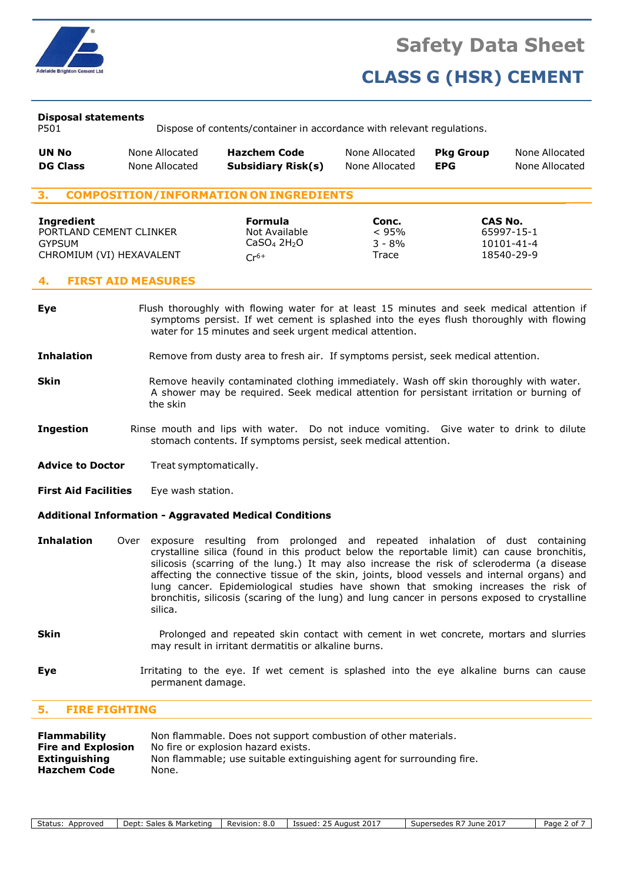### Disposal statements

| | |
|---|---|
| P501 | Dispose of contents/container in accordance with relevant regulations. |

| | | | | | |
|---|---|---|---|---|---|
| **UN No** | None Allocated | **Hazchem Code** | None Allocated | **Pkg Group** | None Allocated |
| **DG Class** | None Allocated | **Subsidiary Risk(s)** | None Allocated | **EPG** | None Allocated |

## 3. COMPOSITION/INFORMATION ON INGREDIENTS

| Ingredient | Formula | Conc. | CAS No. |
|---|---|---|---|
| PORTLAND CEMENT CLINKER | Not Available | < 95% | 65997-15-1 |
| GYPSUM | $CaSO_4\ 2H_2O$ | 3 - 8% | 10101-41-4 |
| CHROMIUM (VI) HEXAVALENT | $Cr^{6+}$ | Trace | 18540-29-9 |

## 4. FIRST AID MEASURES

**Eye** Flush thoroughly with flowing water for at least 15 minutes and seek medical attention if symptoms persist. If wet cement is splashed into the eyes flush thoroughly with flowing water for 15 minutes and seek urgent medical attention.

**Inhalation** Remove from dusty area to fresh air. If symptoms persist, seek medical attention.

**Skin** Remove heavily contaminated clothing immediately. Wash off skin thoroughly with water. A shower may be required. Seek medical attention for persistant irritation or burning of the skin

**Ingestion** Rinse mouth and lips with water. Do not induce vomiting. Give water to drink to dilute stomach contents. If symptoms persist, seek medical attention.

**Advice to Doctor** Treat symptomatically.

**First Aid Facilities** Eye wash station.

**Additional Information - Aggravated Medical Conditions**

**Inhalation** Over exposure resulting from prolonged and repeated inhalation of dust containing crystalline silica (found in this product below the reportable limit) can cause bronchitis, silicosis (scarring of the lung.) It may also increase the risk of scleroderma (a disease affecting the connective tissue of the skin, joints, blood vessels and internal organs) and lung cancer. Epidemiological studies have shown that smoking increases the risk of bronchitis, silicosis (scaring of the lung) and lung cancer in persons exposed to crystalline silica.

**Skin** Prolonged and repeated skin contact with cement in wet concrete, mortars and slurries may result in irritant dermatitis or alkaline burns.

**Eye** Irritating to the eye. If wet cement is splashed into the eye alkaline burns can cause permanent damage.

## 5. FIRE FIGHTING

**Flammability** Non flammable. Does not support combustion of other materials.
**Fire and Explosion** No fire or explosion hazard exists.
**Extinguishing** Non flammable; use suitable extinguishing agent for surrounding fire.
**Hazchem Code** None.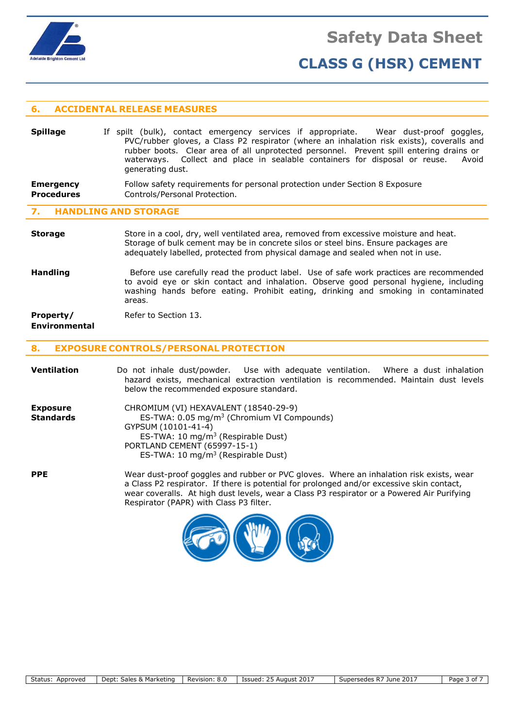## 6. ACCIDENTAL RELEASE MEASURES

**Spillage**

If spilt (bulk), contact emergency services if appropriate. Wear dust-proof goggles, PVC/rubber gloves, a Class P2 respirator (where an inhalation risk exists), coveralls and rubber boots. Clear area of all unprotected personnel. Prevent spill entering drains or waterways. Collect and place in sealable containers for disposal or reuse. Avoid generating dust.

**Emergency Procedures**

Follow safety requirements for personal protection under Section 8 Exposure Controls/Personal Protection.

## 7. HANDLING AND STORAGE

**Storage**

Store in a cool, dry, well ventilated area, removed from excessive moisture and heat. Storage of bulk cement may be in concrete silos or steel bins. Ensure packages are adequately labelled, protected from physical damage and sealed when not in use.

**Handling**

Before use carefully read the product label. Use of safe work practices are recommended to avoid eye or skin contact and inhalation. Observe good personal hygiene, including washing hands before eating. Prohibit eating, drinking and smoking in contaminated areas.

**Property/ Environmental**

Refer to Section 13.

## 8. EXPOSURE CONTROLS/PERSONAL PROTECTION

**Ventilation**

Do not inhale dust/powder. Use with adequate ventilation. Where a dust inhalation hazard exists, mechanical extraction ventilation is recommended. Maintain dust levels below the recommended exposure standard.

**Exposure Standards**

CHROMIUM (VI) HEXAVALENT (18540-29-9)
ES-TWA: 0.05 mg/m$^3$ (Chromium VI Compounds)
GYPSUM (10101-41-4)
ES-TWA: 10 mg/m$^3$ (Respirable Dust)
PORTLAND CEMENT (65997-15-1)
ES-TWA: 10 mg/m$^3$ (Respirable Dust)

**PPE**

Wear dust-proof goggles and rubber or PVC gloves. Where an inhalation risk exists, wear a Class P2 respirator. If there is potential for prolonged and/or excessive skin contact, wear coveralls. At high dust levels, wear a Class P3 respirator or a Powered Air Purifying Respirator (PAPR) with Class P3 filter.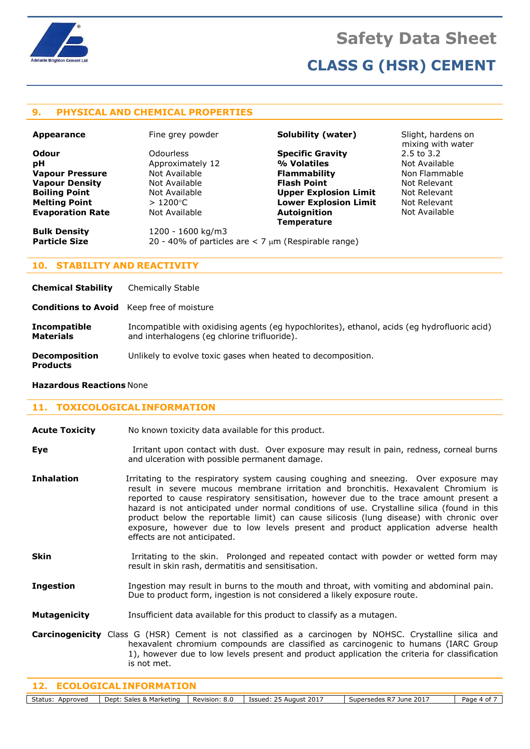## 9. PHYSICAL AND CHEMICAL PROPERTIES

| Property | Value | Property | Value |
|---|---|---|---|
| **Appearance** | Fine grey powder | **Solubility (water)** | Slight, hardens on mixing with water |
| **Odour** | Odourless | **Specific Gravity** | 2.5 to 3.2 |
| **pH** | Approximately 12 | **% Volatiles** | Not Available |
| **Vapour Pressure** | Not Available | **Flammability** | Non Flammable |
| **Vapour Density** | Not Available | **Flash Point** | Not Relevant |
| **Boiling Point** | Not Available | **Upper Explosion Limit** | Not Relevant |
| **Melting Point** | > 1200°C | **Lower Explosion Limit** | Not Relevant |
| **Evaporation Rate** | Not Available | **Autoignition Temperature** | Not Available |

**Bulk Density** 1200 - 1600 kg/m3

**Particle Size** 20 - 40% of particles are < 7 μm (Respirable range)

## 10. STABILITY AND REACTIVITY

**Chemical Stability** Chemically Stable

**Conditions to Avoid** Keep free of moisture

**Incompatible Materials** Incompatible with oxidising agents (eg hypochlorites), ethanol, acids (eg hydrofluoric acid) and interhalogens (eg chlorine trifluoride).

**Decomposition Products** Unlikely to evolve toxic gases when heated to decomposition.

**Hazardous Reactions** None

## 11. TOXICOLOGICAL INFORMATION

**Acute Toxicity** No known toxicity data available for this product.

**Eye** Irritant upon contact with dust. Over exposure may result in pain, redness, corneal burns and ulceration with possible permanent damage.

**Inhalation** Irritating to the respiratory system causing coughing and sneezing. Over exposure may result in severe mucous membrane irritation and bronchitis. Hexavalent Chromium is reported to cause respiratory sensitisation, however due to the trace amount present a hazard is not anticipated under normal conditions of use. Crystalline silica (found in this product below the reportable limit) can cause silicosis (lung disease) with chronic over exposure, however due to low levels present and product application adverse health effects are not anticipated.

**Skin** Irritating to the skin. Prolonged and repeated contact with powder or wetted form may result in skin rash, dermatitis and sensitisation.

**Ingestion** Ingestion may result in burns to the mouth and throat, with vomiting and abdominal pain. Due to product form, ingestion is not considered a likely exposure route.

**Mutagenicity** Insufficient data available for this product to classify as a mutagen.

**Carcinogenicity** Class G (HSR) Cement is not classified as a carcinogen by NOHSC. Crystalline silica and hexavalent chromium compounds are classified as carcinogenic to humans (IARC Group 1), however due to low levels present and product application the criteria for classification is not met.

## 12. ECOLOGICAL INFORMATION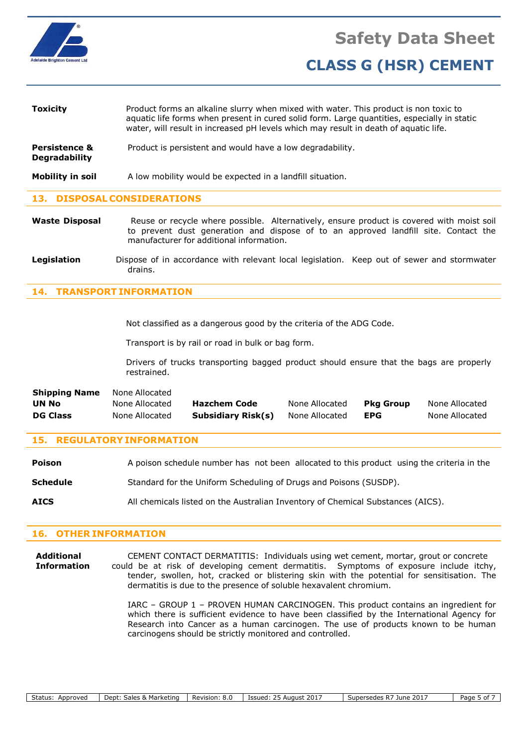**Toxicity** Product forms an alkaline slurry when mixed with water. This product is non toxic to aquatic life forms when present in cured solid form. Large quantities, especially in static water, will result in increased pH levels which may result in death of aquatic life.

**Persistence & Degradability** Product is persistent and would have a low degradability.

**Mobility in soil** A low mobility would be expected in a landfill situation.

## 13. DISPOSAL CONSIDERATIONS

**Waste Disposal** Reuse or recycle where possible. Alternatively, ensure product is covered with moist soil to prevent dust generation and dispose of to an approved landfill site. Contact the manufacturer for additional information.

**Legislation** Dispose of in accordance with relevant local legislation. Keep out of sewer and stormwater drains.

## 14. TRANSPORT INFORMATION

Not classified as a dangerous good by the criteria of the ADG Code.

Transport is by rail or road in bulk or bag form.

Drivers of trucks transporting bagged product should ensure that the bags are properly restrained.

| | | | | | |
|---|---|---|---|---|---|
| **Shipping Name** | None Allocated | | | | |
| **UN No** | None Allocated | **Hazchem Code** | None Allocated | **Pkg Group** | None Allocated |
| **DG Class** | None Allocated | **Subsidiary Risk(s)** | None Allocated | **EPG** | None Allocated |

## 15. REGULATORY INFORMATION

**Poison Schedule** A poison schedule number has not been allocated to this product using the criteria in the Standard for the Uniform Scheduling of Drugs and Poisons (SUSDP).

**AICS** All chemicals listed on the Australian Inventory of Chemical Substances (AICS).

## 16. OTHER INFORMATION

**Additional Information** CEMENT CONTACT DERMATITIS: Individuals using wet cement, mortar, grout or concrete could be at risk of developing cement dermatitis. Symptoms of exposure include itchy, tender, swollen, hot, cracked or blistering skin with the potential for sensitisation. The dermatitis is due to the presence of soluble hexavalent chromium.

IARC – GROUP 1 – PROVEN HUMAN CARCINOGEN. This product contains an ingredient for which there is sufficient evidence to have been classified by the International Agency for Research into Cancer as a human carcinogen. The use of products known to be human carcinogens should be strictly monitored and controlled.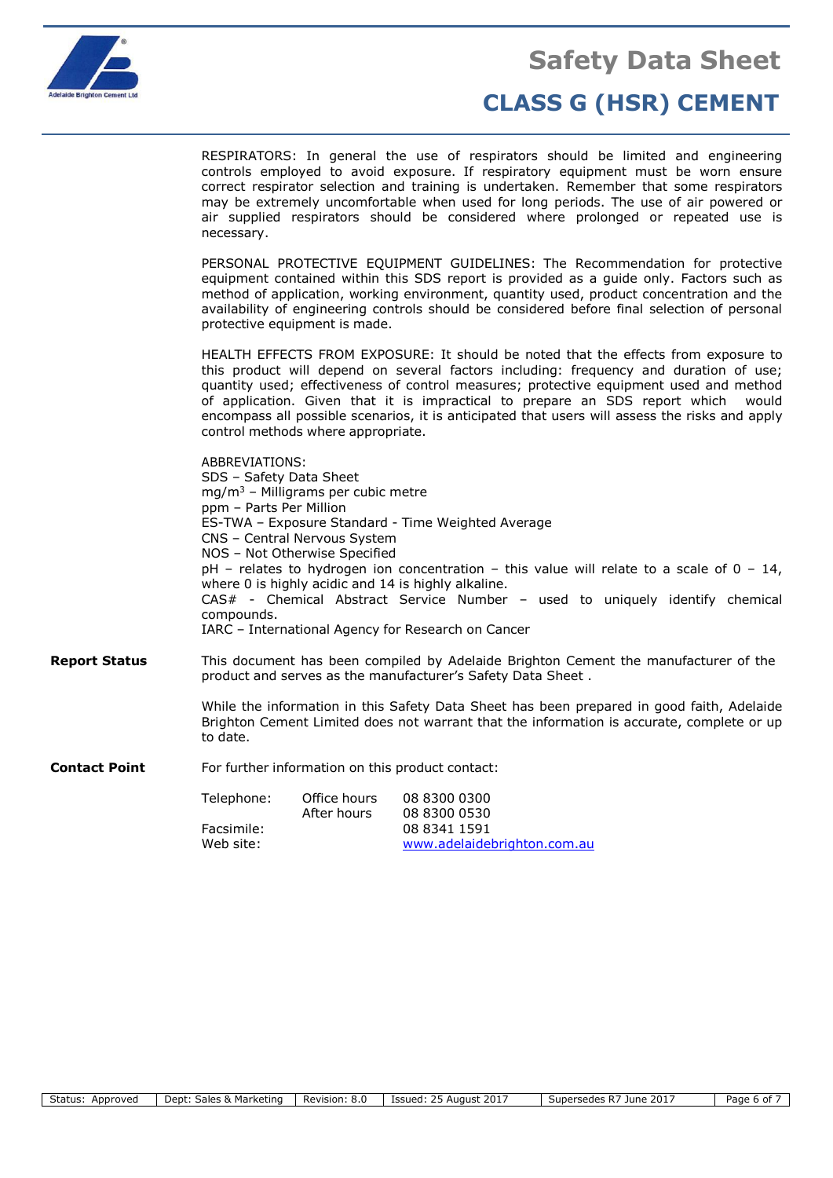RESPIRATORS: In general the use of respirators should be limited and engineering controls employed to avoid exposure. If respiratory equipment must be worn ensure correct respirator selection and training is undertaken. Remember that some respirators may be extremely uncomfortable when used for long periods. The use of air powered or air supplied respirators should be considered where prolonged or repeated use is necessary.

PERSONAL PROTECTIVE EQUIPMENT GUIDELINES: The Recommendation for protective equipment contained within this SDS report is provided as a guide only. Factors such as method of application, working environment, quantity used, product concentration and the availability of engineering controls should be considered before final selection of personal protective equipment is made.

HEALTH EFFECTS FROM EXPOSURE: It should be noted that the effects from exposure to this product will depend on several factors including: frequency and duration of use; quantity used; effectiveness of control measures; protective equipment used and method of application. Given that it is impractical to prepare an SDS report which would encompass all possible scenarios, it is anticipated that users will assess the risks and apply control methods where appropriate.

ABBREVIATIONS:
SDS – Safety Data Sheet
mg/m$^3$ – Milligrams per cubic metre
ppm – Parts Per Million
ES-TWA – Exposure Standard - Time Weighted Average
CNS – Central Nervous System
NOS – Not Otherwise Specified
pH – relates to hydrogen ion concentration – this value will relate to a scale of 0 – 14, where 0 is highly acidic and 14 is highly alkaline.
CAS# - Chemical Abstract Service Number – used to uniquely identify chemical compounds.
IARC – International Agency for Research on Cancer

**Report Status**

This document has been compiled by Adelaide Brighton Cement the manufacturer of the product and serves as the manufacturer's Safety Data Sheet .

While the information in this Safety Data Sheet has been prepared in good faith, Adelaide Brighton Cement Limited does not warrant that the information is accurate, complete or up to date.

**Contact Point**

For further information on this product contact:

| | | |
|---|---|---|
| Telephone: | Office hours | 08 8300 0300 |
| | After hours | 08 8300 0530 |
| Facsimile: | | 08 8341 1591 |
| Web site: | | www.adelaidebrighton.com.au |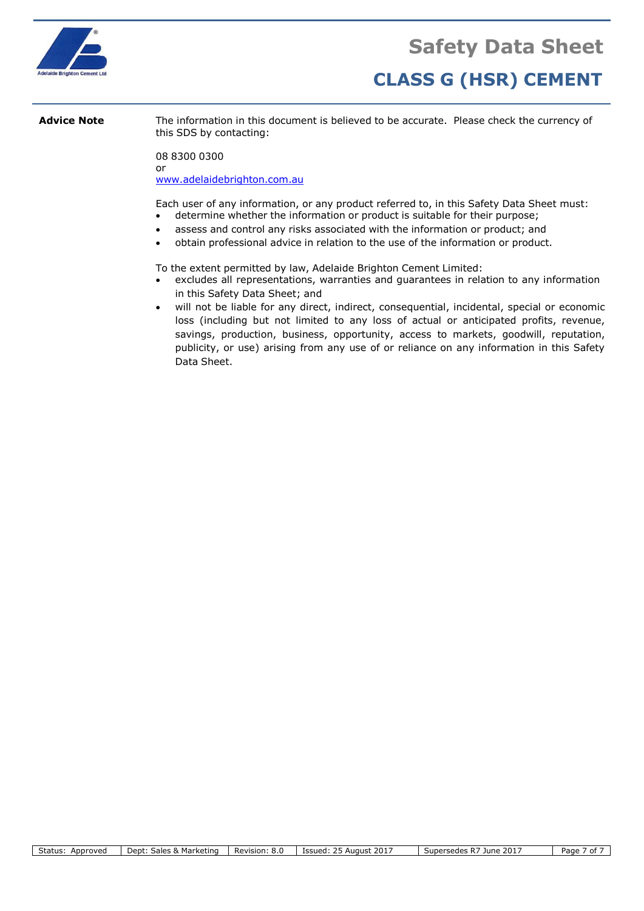**Advice Note**

The information in this document is believed to be accurate. Please check the currency of this SDS by contacting:

08 8300 0300
or
www.adelaidebrighton.com.au

Each user of any information, or any product referred to, in this Safety Data Sheet must:

- determine whether the information or product is suitable for their purpose;
- assess and control any risks associated with the information or product; and
- obtain professional advice in relation to the use of the information or product.

To the extent permitted by law, Adelaide Brighton Cement Limited:

- excludes all representations, warranties and guarantees in relation to any information in this Safety Data Sheet; and
- will not be liable for any direct, indirect, consequential, incidental, special or economic loss (including but not limited to any loss of actual or anticipated profits, revenue, savings, production, business, opportunity, access to markets, goodwill, reputation, publicity, or use) arising from any use of or reliance on any information in this Safety Data Sheet.